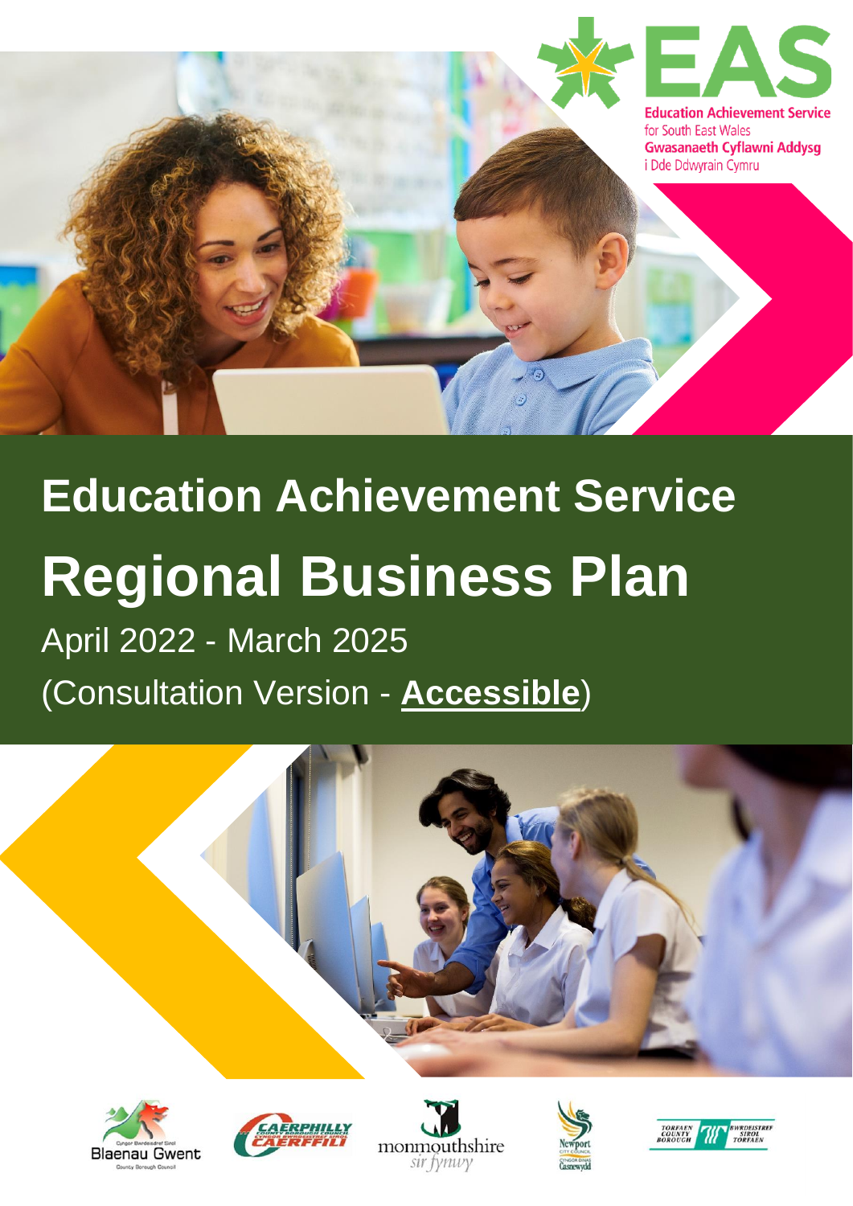Education Achievement Service
for South East Wales
Gwasanaeth Cyflawni Addysg
i Dde Ddwyrain Cymru

# Education Achievement Service

# Regional Business Plan

April 2022 - March 2025

(Consultation Version - **Accessible**)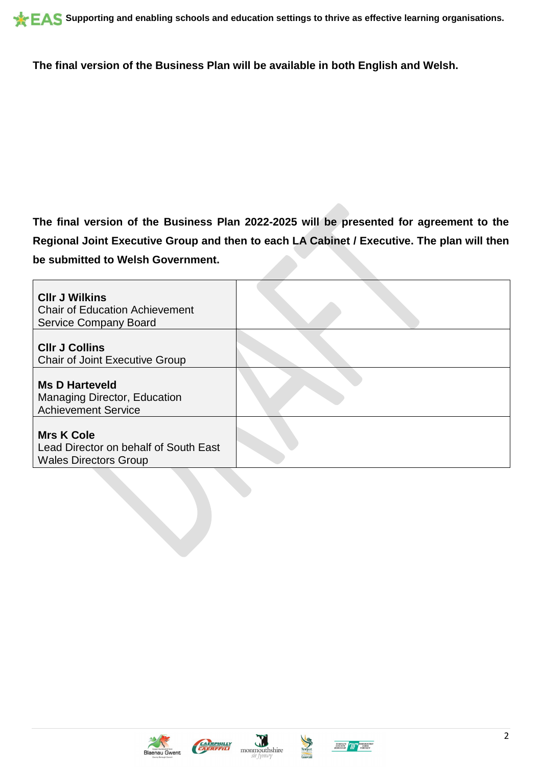**The final version of the Business Plan will be available in both English and Welsh.**

**The final version of the Business Plan 2022-2025 will be presented for agreement to the Regional Joint Executive Group and then to each LA Cabinet / Executive. The plan will then be submitted to Welsh Government.**

| | |
|---|---|
| **Cllr J Wilkins**<br>Chair of Education Achievement Service Company Board | |
| **Cllr J Collins**<br>Chair of Joint Executive Group | |
| **Ms D Harteveld**<br>Managing Director, Education Achievement Service | |
| **Mrs K Cole**<br>Lead Director on behalf of South East Wales Directors Group | |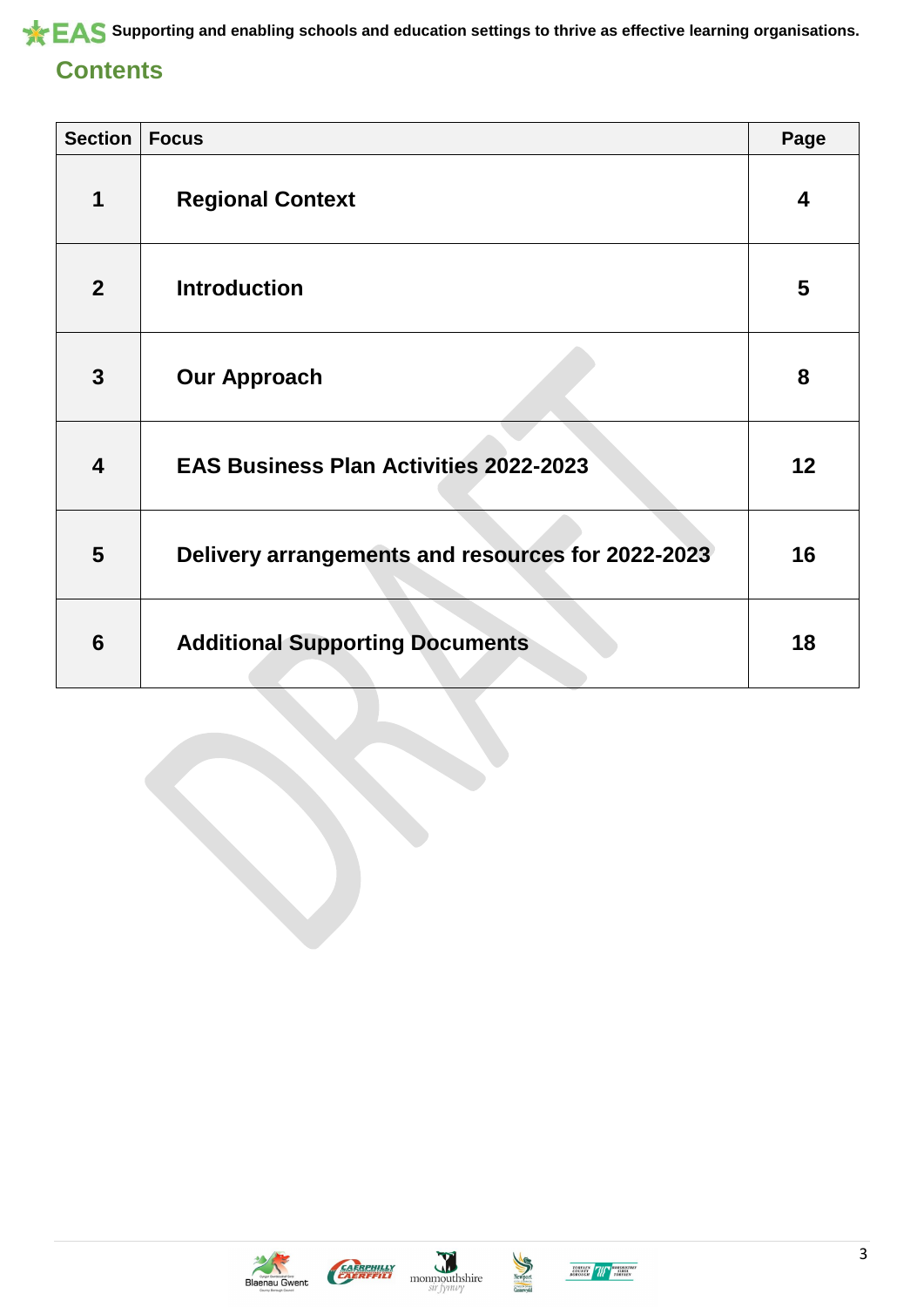## Contents

| Section | Focus | Page |
|---|---|---|
| 1 | **Regional Context** | 4 |
| 2 | **Introduction** | 5 |
| 3 | **Our Approach** | 8 |
| 4 | **EAS Business Plan Activities 2022-2023** | 12 |
| 5 | **Delivery arrangements and resources for 2022-2023** | 16 |
| 6 | **Additional Supporting Documents** | 18 |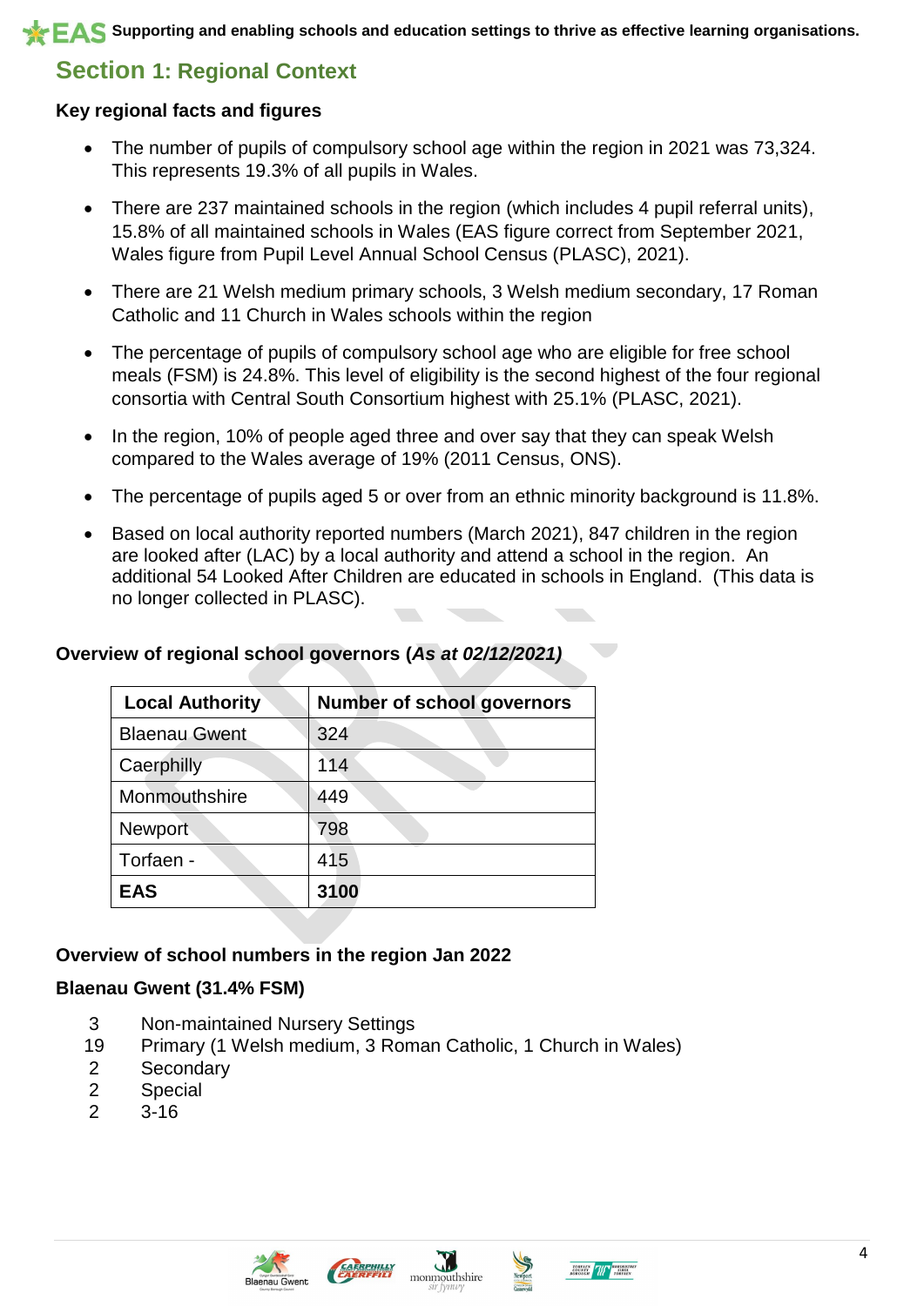## Section 1: Regional Context

**Key regional facts and figures**

- The number of pupils of compulsory school age within the region in 2021 was 73,324. This represents 19.3% of all pupils in Wales.
- There are 237 maintained schools in the region (which includes 4 pupil referral units), 15.8% of all maintained schools in Wales (EAS figure correct from September 2021, Wales figure from Pupil Level Annual School Census (PLASC), 2021).
- There are 21 Welsh medium primary schools, 3 Welsh medium secondary, 17 Roman Catholic and 11 Church in Wales schools within the region
- The percentage of pupils of compulsory school age who are eligible for free school meals (FSM) is 24.8%. This level of eligibility is the second highest of the four regional consortia with Central South Consortium highest with 25.1% (PLASC, 2021).
- In the region, 10% of people aged three and over say that they can speak Welsh compared to the Wales average of 19% (2011 Census, ONS).
- The percentage of pupils aged 5 or over from an ethnic minority background is 11.8%.
- Based on local authority reported numbers (March 2021), 847 children in the region are looked after (LAC) by a local authority and attend a school in the region. An additional 54 Looked After Children are educated in schools in England. (This data is no longer collected in PLASC).

**Overview of regional school governors (*As at 02/12/2021)***

| Local Authority | Number of school governors |
|---|---|
| Blaenau Gwent | 324 |
| Caerphilly | 114 |
| Monmouthshire | 449 |
| Newport | 798 |
| Torfaen - | 415 |
| **EAS** | **3100** |

**Overview of school numbers in the region Jan 2022**

**Blaenau Gwent (31.4% FSM)**

| | |
|---|---|
| 3 | Non-maintained Nursery Settings |
| 19 | Primary (1 Welsh medium, 3 Roman Catholic, 1 Church in Wales) |
| 2 | Secondary |
| 2 | Special |
| 2 | 3-16 |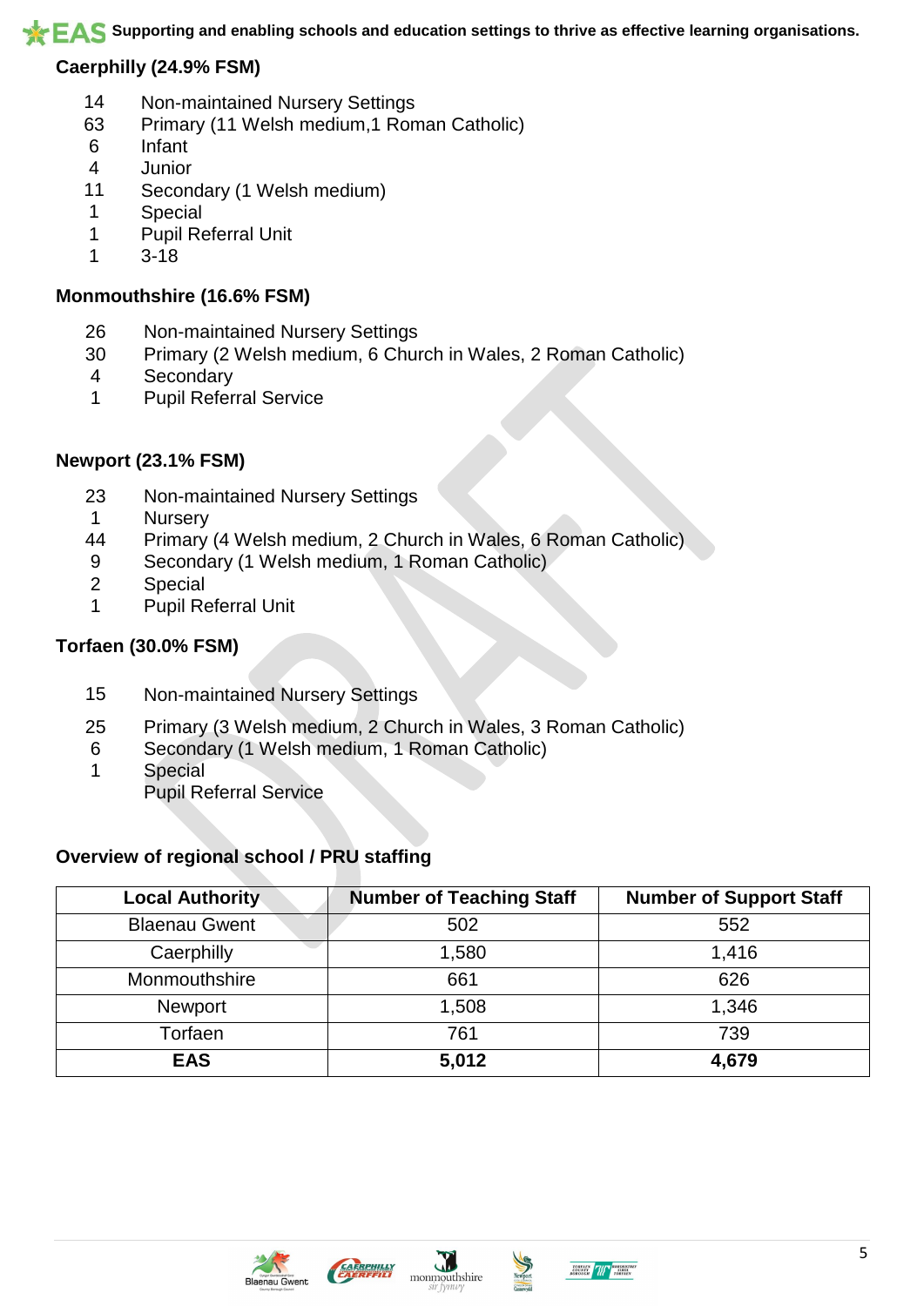**Caerphilly (24.9% FSM)**

- 14 Non-maintained Nursery Settings
- 63 Primary (11 Welsh medium,1 Roman Catholic)
- 6 Infant
- 4 Junior
- 11 Secondary (1 Welsh medium)
- 1 Special
- 1 Pupil Referral Unit
- 1 3-18

**Monmouthshire (16.6% FSM)**

- 26 Non-maintained Nursery Settings
- 30 Primary (2 Welsh medium, 6 Church in Wales, 2 Roman Catholic)
- 4 Secondary
- 1 Pupil Referral Service

**Newport (23.1% FSM)**

- 23 Non-maintained Nursery Settings
- 1 Nursery
- 44 Primary (4 Welsh medium, 2 Church in Wales, 6 Roman Catholic)
- 9 Secondary (1 Welsh medium, 1 Roman Catholic)
- 2 Special
- 1 Pupil Referral Unit

**Torfaen (30.0% FSM)**

- 15 Non-maintained Nursery Settings
- 25 Primary (3 Welsh medium, 2 Church in Wales, 3 Roman Catholic)
- 6 Secondary (1 Welsh medium, 1 Roman Catholic)
- 1 Special
- Pupil Referral Service

**Overview of regional school / PRU staffing**

| Local Authority | Number of Teaching Staff | Number of Support Staff |
|---|---|---|
| Blaenau Gwent | 502 | 552 |
| Caerphilly | 1,580 | 1,416 |
| Monmouthshire | 661 | 626 |
| Newport | 1,508 | 1,346 |
| Torfaen | 761 | 739 |
| **EAS** | **5,012** | **4,679** |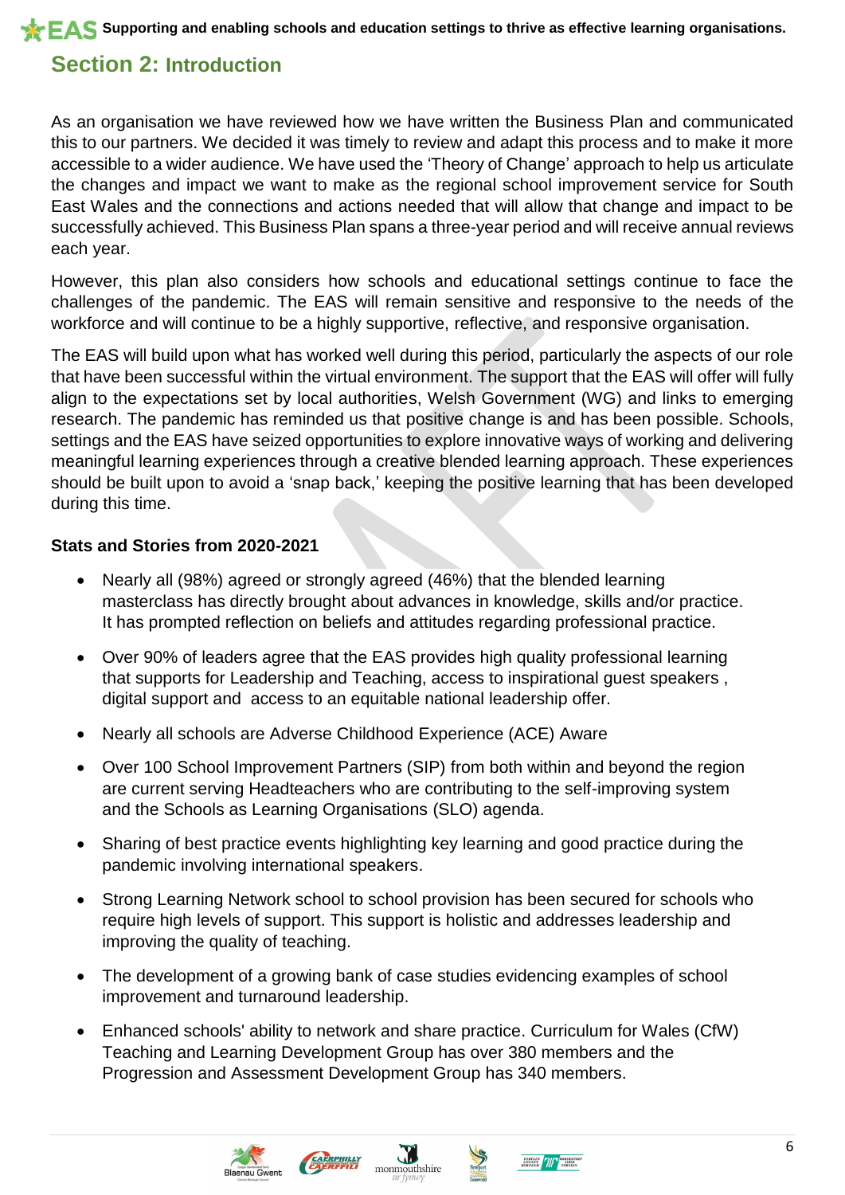## Section 2: Introduction

As an organisation we have reviewed how we have written the Business Plan and communicated this to our partners. We decided it was timely to review and adapt this process and to make it more accessible to a wider audience. We have used the 'Theory of Change' approach to help us articulate the changes and impact we want to make as the regional school improvement service for South East Wales and the connections and actions needed that will allow that change and impact to be successfully achieved. This Business Plan spans a three-year period and will receive annual reviews each year.

However, this plan also considers how schools and educational settings continue to face the challenges of the pandemic. The EAS will remain sensitive and responsive to the needs of the workforce and will continue to be a highly supportive, reflective, and responsive organisation.

The EAS will build upon what has worked well during this period, particularly the aspects of our role that have been successful within the virtual environment. The support that the EAS will offer will fully align to the expectations set by local authorities, Welsh Government (WG) and links to emerging research. The pandemic has reminded us that positive change is and has been possible. Schools, settings and the EAS have seized opportunities to explore innovative ways of working and delivering meaningful learning experiences through a creative blended learning approach. These experiences should be built upon to avoid a 'snap back,' keeping the positive learning that has been developed during this time.

**Stats and Stories from 2020-2021**

- Nearly all (98%) agreed or strongly agreed (46%) that the blended learning masterclass has directly brought about advances in knowledge, skills and/or practice. It has prompted reflection on beliefs and attitudes regarding professional practice.
- Over 90% of leaders agree that the EAS provides high quality professional learning that supports for Leadership and Teaching, access to inspirational guest speakers , digital support and access to an equitable national leadership offer.
- Nearly all schools are Adverse Childhood Experience (ACE) Aware
- Over 100 School Improvement Partners (SIP) from both within and beyond the region are current serving Headteachers who are contributing to the self-improving system and the Schools as Learning Organisations (SLO) agenda.
- Sharing of best practice events highlighting key learning and good practice during the pandemic involving international speakers.
- Strong Learning Network school to school provision has been secured for schools who require high levels of support. This support is holistic and addresses leadership and improving the quality of teaching.
- The development of a growing bank of case studies evidencing examples of school improvement and turnaround leadership.
- Enhanced schools' ability to network and share practice. Curriculum for Wales (CfW) Teaching and Learning Development Group has over 380 members and the Progression and Assessment Development Group has 340 members.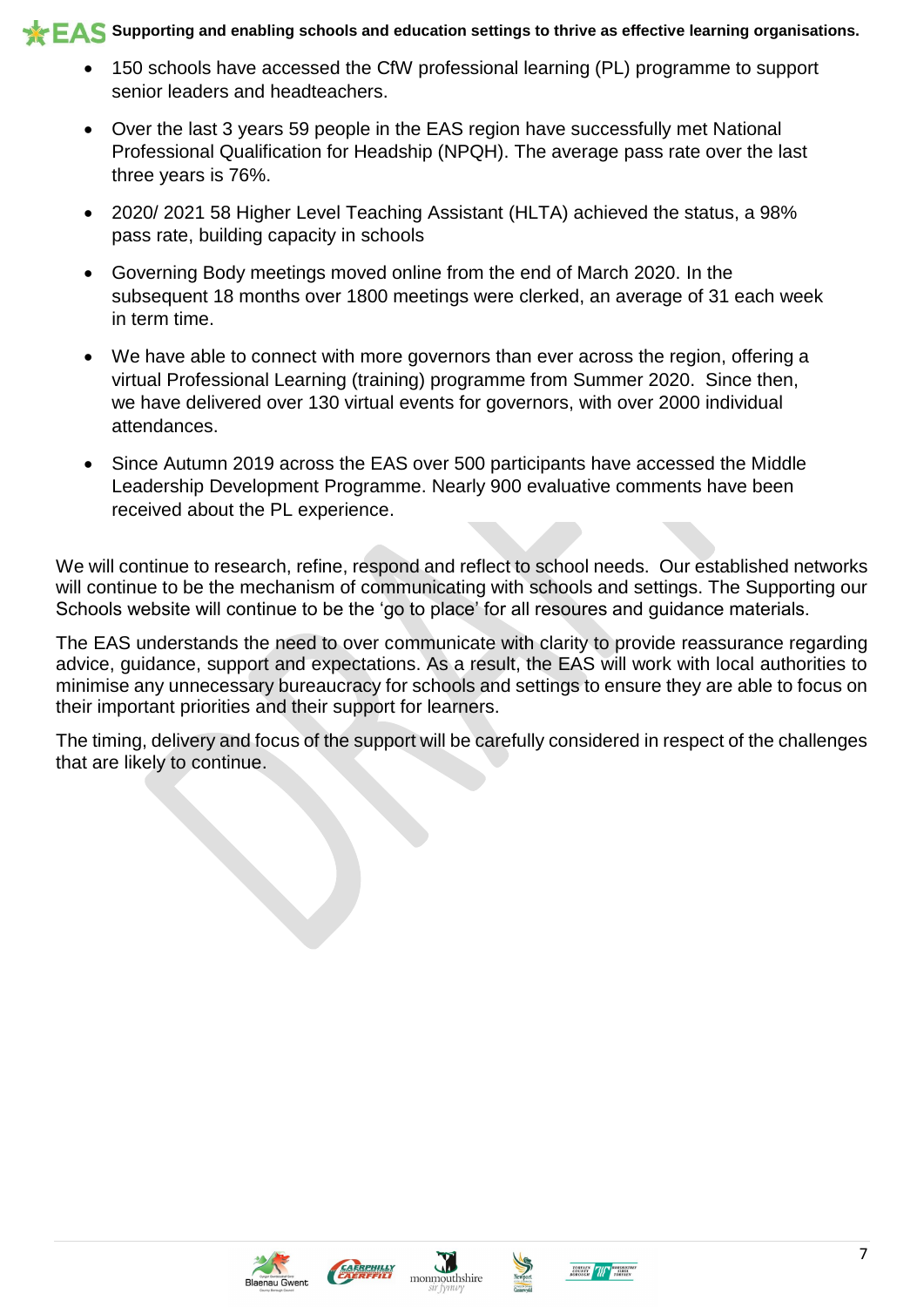- 150 schools have accessed the CfW professional learning (PL) programme to support senior leaders and headteachers.
- Over the last 3 years 59 people in the EAS region have successfully met National Professional Qualification for Headship (NPQH). The average pass rate over the last three years is 76%.
- 2020/ 2021 58 Higher Level Teaching Assistant (HLTA) achieved the status, a 98% pass rate, building capacity in schools
- Governing Body meetings moved online from the end of March 2020. In the subsequent 18 months over 1800 meetings were clerked, an average of 31 each week in term time.
- We have able to connect with more governors than ever across the region, offering a virtual Professional Learning (training) programme from Summer 2020. Since then, we have delivered over 130 virtual events for governors, with over 2000 individual attendances.
- Since Autumn 2019 across the EAS over 500 participants have accessed the Middle Leadership Development Programme. Nearly 900 evaluative comments have been received about the PL experience.

We will continue to research, refine, respond and reflect to school needs. Our established networks will continue to be the mechanism of communicating with schools and settings. The Supporting our Schools website will continue to be the 'go to place' for all resoures and guidance materials.

The EAS understands the need to over communicate with clarity to provide reassurance regarding advice, guidance, support and expectations. As a result, the EAS will work with local authorities to minimise any unnecessary bureaucracy for schools and settings to ensure they are able to focus on their important priorities and their support for learners.

The timing, delivery and focus of the support will be carefully considered in respect of the challenges that are likely to continue.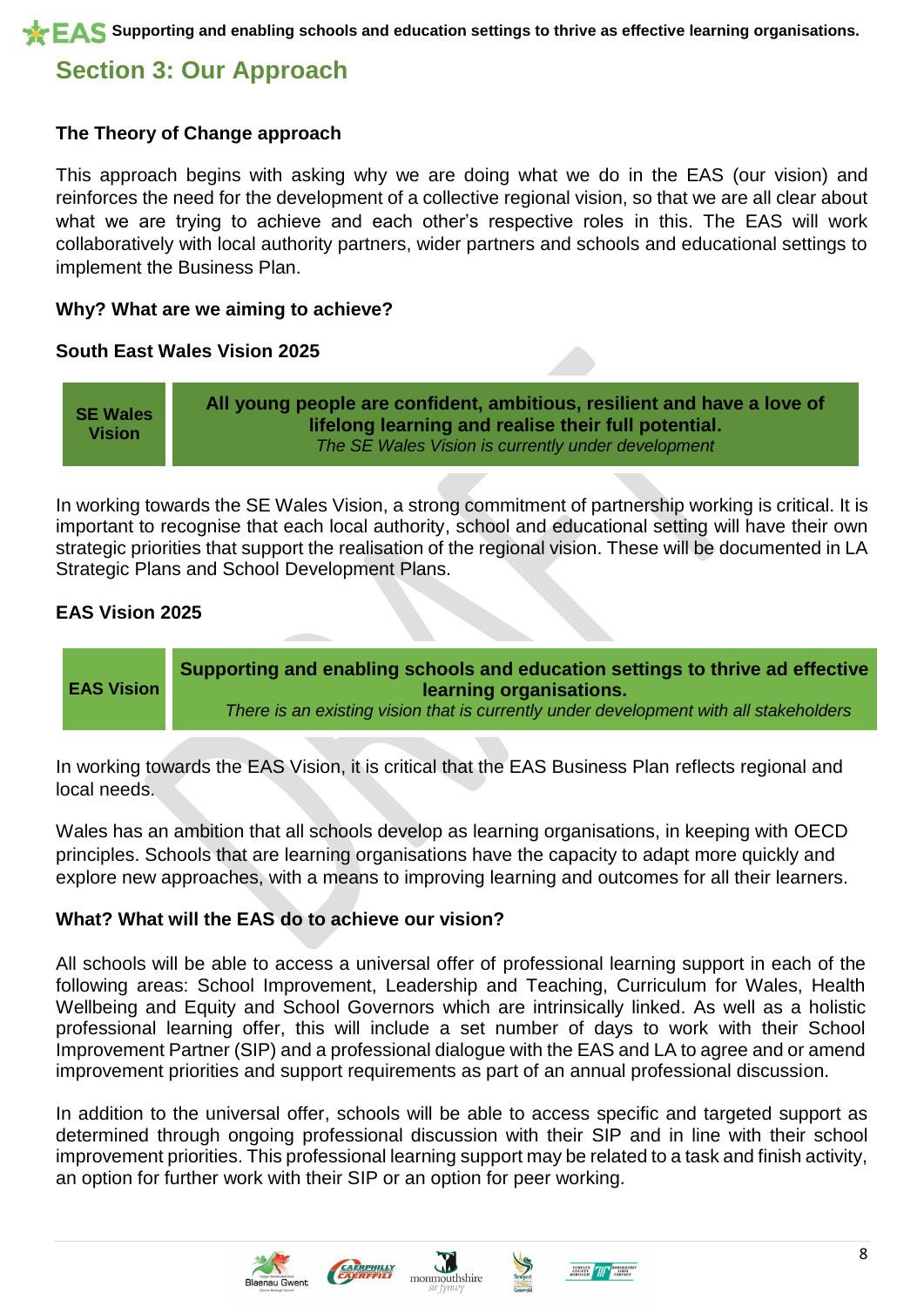## Section 3: Our Approach

### The Theory of Change approach

This approach begins with asking why we are doing what we do in the EAS (our vision) and reinforces the need for the development of a collective regional vision, so that we are all clear about what we are trying to achieve and each other's respective roles in this. The EAS will work collaboratively with local authority partners, wider partners and schools and educational settings to implement the Business Plan.

**Why? What are we aiming to achieve?**

**South East Wales Vision 2025**

| SE Wales Vision | **All young people are confident, ambitious, resilient and have a love of lifelong learning and realise their full potential.** *The SE Wales Vision is currently under development* |
|---|---|

In working towards the SE Wales Vision, a strong commitment of partnership working is critical. It is important to recognise that each local authority, school and educational setting will have their own strategic priorities that support the realisation of the regional vision. These will be documented in LA Strategic Plans and School Development Plans.

**EAS Vision 2025**

| EAS Vision | **Supporting and enabling schools and education settings to thrive ad effective learning organisations.** *There is an existing vision that is currently under development with all stakeholders* |
|---|---|

In working towards the EAS Vision, it is critical that the EAS Business Plan reflects regional and local needs.

Wales has an ambition that all schools develop as learning organisations, in keeping with OECD principles. Schools that are learning organisations have the capacity to adapt more quickly and explore new approaches, with a means to improving learning and outcomes for all their learners.

**What? What will the EAS do to achieve our vision?**

All schools will be able to access a universal offer of professional learning support in each of the following areas: School Improvement, Leadership and Teaching, Curriculum for Wales, Health Wellbeing and Equity and School Governors which are intrinsically linked. As well as a holistic professional learning offer, this will include a set number of days to work with their School Improvement Partner (SIP) and a professional dialogue with the EAS and LA to agree and or amend improvement priorities and support requirements as part of an annual professional discussion.

In addition to the universal offer, schools will be able to access specific and targeted support as determined through ongoing professional discussion with their SIP and in line with their school improvement priorities. This professional learning support may be related to a task and finish activity, an option for further work with their SIP or an option for peer working.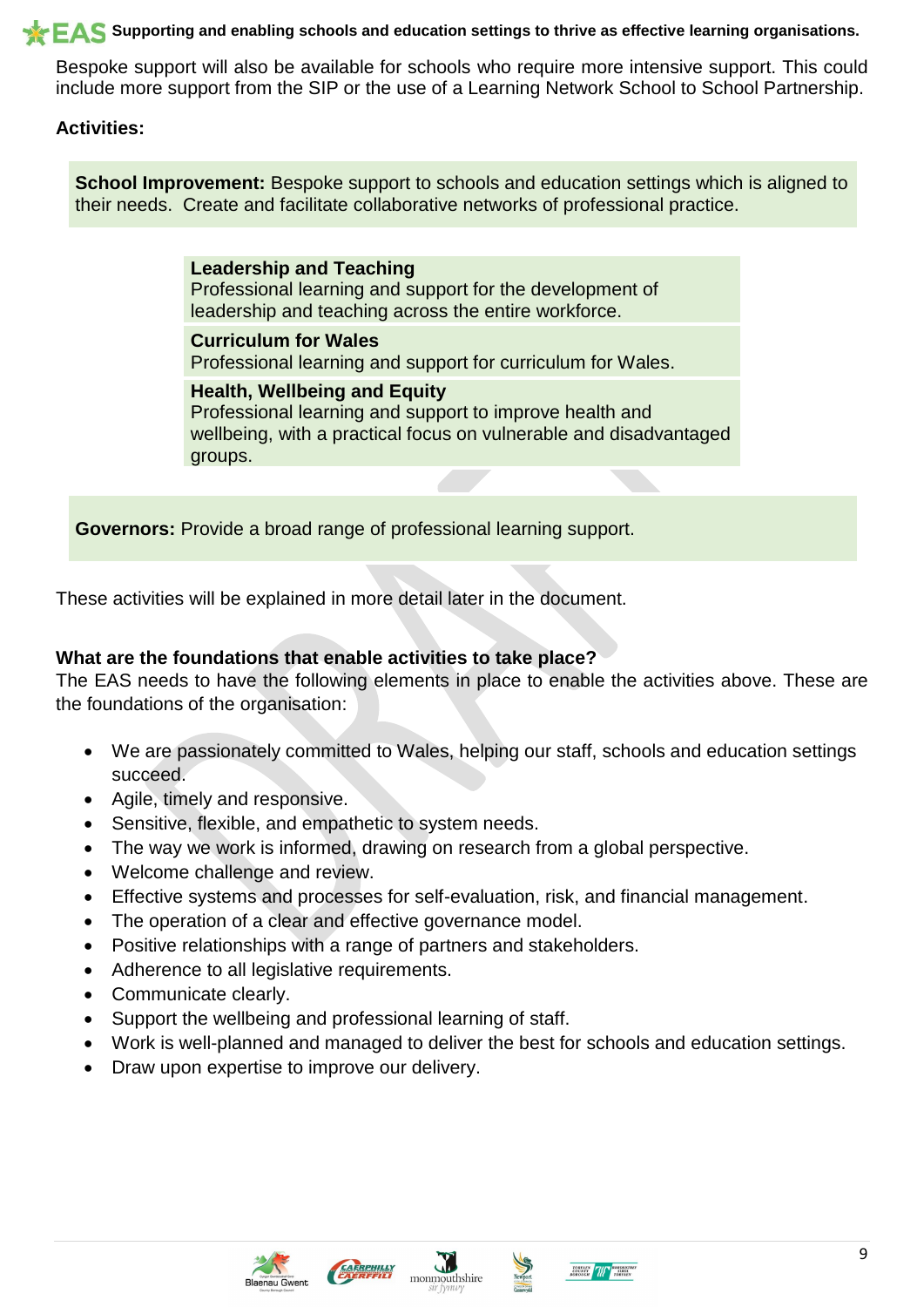Bespoke support will also be available for schools who require more intensive support. This could include more support from the SIP or the use of a Learning Network School to School Partnership.

**Activities:**

**School Improvement:** Bespoke support to schools and education settings which is aligned to their needs. Create and facilitate collaborative networks of professional practice.

**Leadership and Teaching**
Professional learning and support for the development of leadership and teaching across the entire workforce.

**Curriculum for Wales**
Professional learning and support for curriculum for Wales.

**Health, Wellbeing and Equity**
Professional learning and support to improve health and wellbeing, with a practical focus on vulnerable and disadvantaged groups.

**Governors:** Provide a broad range of professional learning support.

These activities will be explained in more detail later in the document.

**What are the foundations that enable activities to take place?**

The EAS needs to have the following elements in place to enable the activities above. These are the foundations of the organisation:

- We are passionately committed to Wales, helping our staff, schools and education settings succeed.
- Agile, timely and responsive.
- Sensitive, flexible, and empathetic to system needs.
- The way we work is informed, drawing on research from a global perspective.
- Welcome challenge and review.
- Effective systems and processes for self-evaluation, risk, and financial management.
- The operation of a clear and effective governance model.
- Positive relationships with a range of partners and stakeholders.
- Adherence to all legislative requirements.
- Communicate clearly.
- Support the wellbeing and professional learning of staff.
- Work is well-planned and managed to deliver the best for schools and education settings.
- Draw upon expertise to improve our delivery.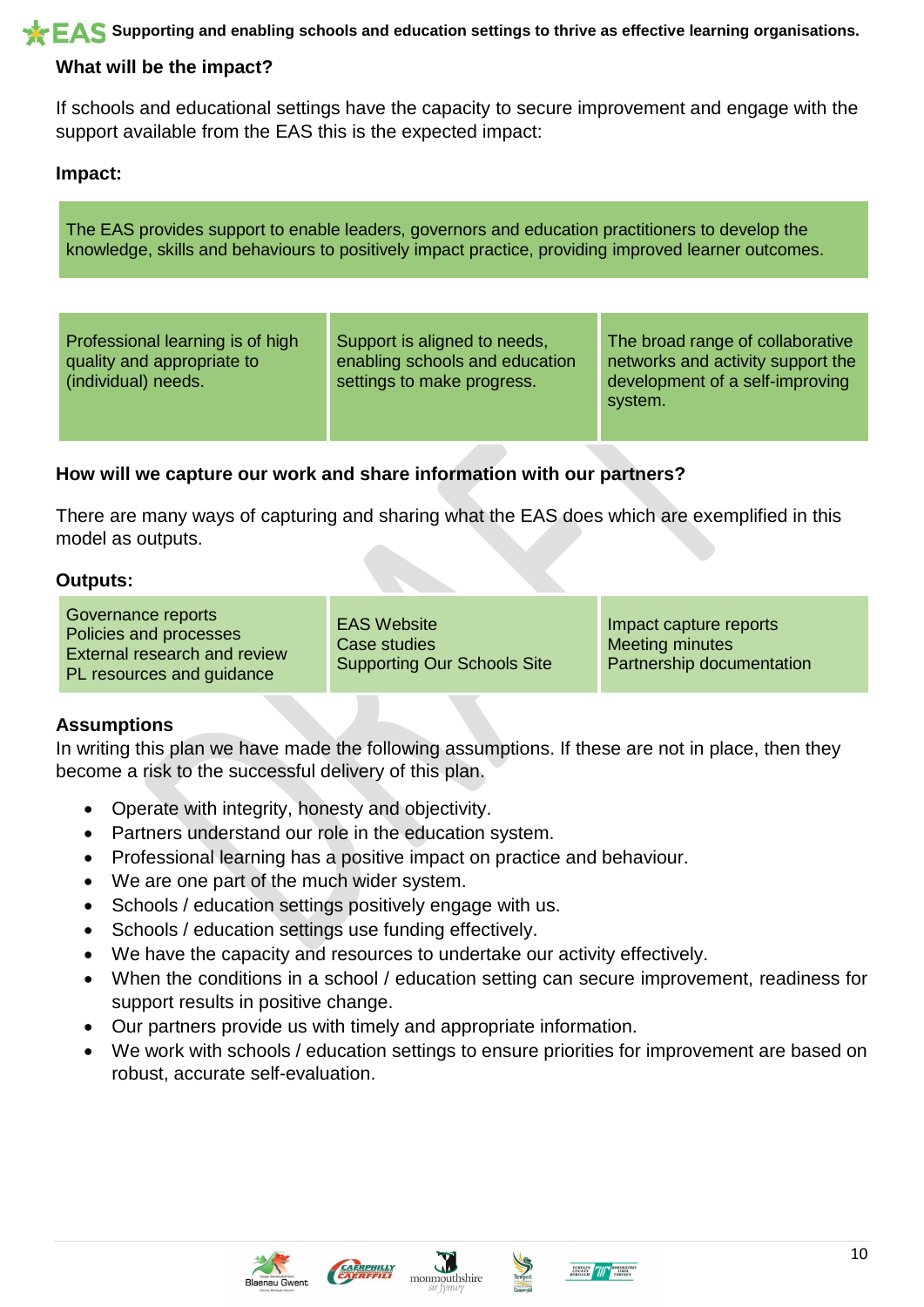## What will be the impact?

If schools and educational settings have the capacity to secure improvement and engage with the support available from the EAS this is the expected impact:

**Impact:**

The EAS provides support to enable leaders, governors and education practitioners to develop the knowledge, skills and behaviours to positively impact practice, providing improved learner outcomes.

| Professional learning is of high quality and appropriate to (individual) needs. | Support is aligned to needs, enabling schools and education settings to make progress. | The broad range of collaborative networks and activity support the development of a self-improving system. |
|---|---|---|

## How will we capture our work and share information with our partners?

There are many ways of capturing and sharing what the EAS does which are exemplified in this model as outputs.

**Outputs:**

| Governance reports<br>Policies and processes<br>External research and review<br>PL resources and guidance | EAS Website<br>Case studies<br>Supporting Our Schools Site | Impact capture reports<br>Meeting minutes<br>Partnership documentation |
|---|---|---|

**Assumptions**

In writing this plan we have made the following assumptions. If these are not in place, then they become a risk to the successful delivery of this plan.

- Operate with integrity, honesty and objectivity.
- Partners understand our role in the education system.
- Professional learning has a positive impact on practice and behaviour.
- We are one part of the much wider system.
- Schools / education settings positively engage with us.
- Schools / education settings use funding effectively.
- We have the capacity and resources to undertake our activity effectively.
- When the conditions in a school / education setting can secure improvement, readiness for support results in positive change.
- Our partners provide us with timely and appropriate information.
- We work with schools / education settings to ensure priorities for improvement are based on robust, accurate self-evaluation.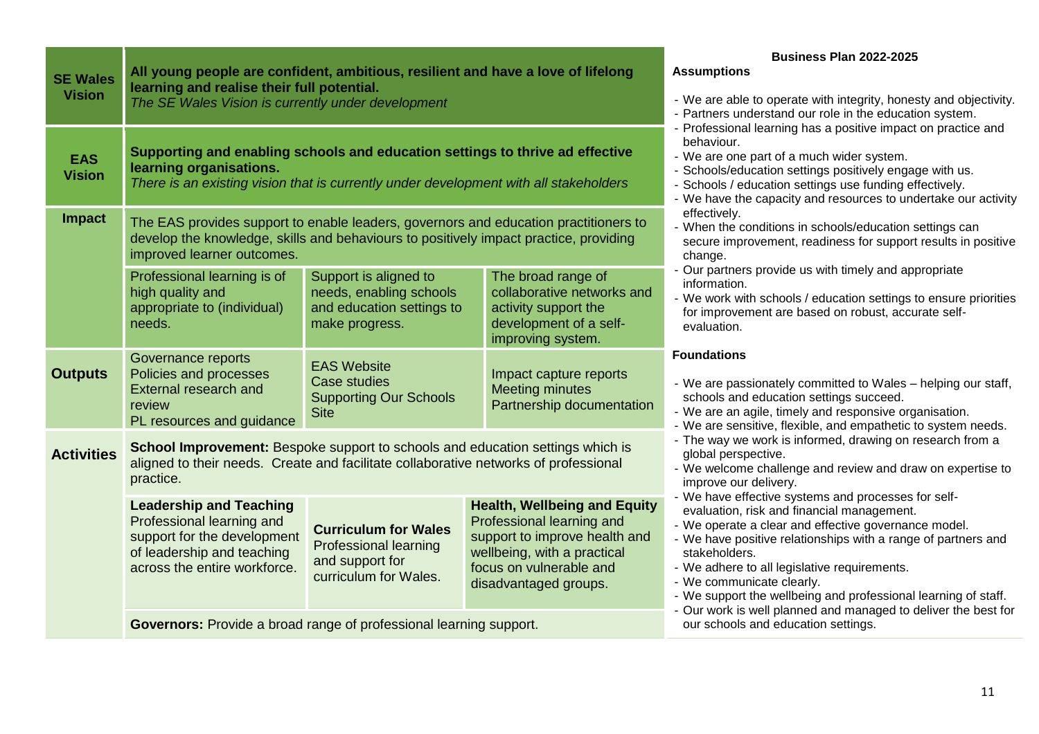## Business Plan 2022-2025

| | | | |
|---|---|---|---|
| **SE Wales Vision** | **All young people are confident, ambitious, resilient and have a love of lifelong learning and realise their full potential.** *The SE Wales Vision is currently under development* | | |
| **EAS Vision** | **Supporting and enabling schools and education settings to thrive ad effective learning organisations.** *There is an existing vision that is currently under development with all stakeholders* | | |
| **Impact** | The EAS provides support to enable leaders, governors and education practitioners to develop the knowledge, skills and behaviours to positively impact practice, providing improved learner outcomes. | | |
| | Professional learning is of high quality and appropriate to (individual) needs. | Support is aligned to needs, enabling schools and education settings to make progress. | The broad range of collaborative networks and activity support the development of a self-improving system. |
| **Outputs** | Governance reports<br>Policies and processes<br>External research and review<br>PL resources and guidance | EAS Website<br>Case studies<br>Supporting Our Schools Site | Impact capture reports<br>Meeting minutes<br>Partnership documentation |
| **Activities** | **School Improvement:** Bespoke support to schools and education settings which is aligned to their needs. Create and facilitate collaborative networks of professional practice. | | |
| | **Leadership and Teaching** Professional learning and support for the development of leadership and teaching across the entire workforce. | **Curriculum for Wales** Professional learning and support for curriculum for Wales. | **Health, Wellbeing and Equity** Professional learning and support to improve health and wellbeing, with a practical focus on vulnerable and disadvantaged groups. |
| | **Governors:** Provide a broad range of professional learning support. | | |

### Assumptions

- We are able to operate with integrity, honesty and objectivity.
- Partners understand our role in the education system.
- Professional learning has a positive impact on practice and behaviour.
- We are one part of a much wider system.
- Schools/education settings positively engage with us.
- Schools / education settings use funding effectively.
- We have the capacity and resources to undertake our activity effectively.
- When the conditions in schools/education settings can secure improvement, readiness for support results in positive change.
- Our partners provide us with timely and appropriate information.
- We work with schools / education settings to ensure priorities for improvement are based on robust, accurate self-evaluation.

### Foundations

- We are passionately committed to Wales – helping our staff, schools and education settings succeed.
- We are an agile, timely and responsive organisation.
- We are sensitive, flexible, and empathetic to system needs.
- The way we work is informed, drawing on research from a global perspective.
- We welcome challenge and review and draw on expertise to improve our delivery.
- We have effective systems and processes for self-evaluation, risk and financial management.
- We operate a clear and effective governance model.
- We have positive relationships with a range of partners and stakeholders.
- We adhere to all legislative requirements.
- We communicate clearly.
- We support the wellbeing and professional learning of staff.
- Our work is well planned and managed to deliver the best for our schools and education settings.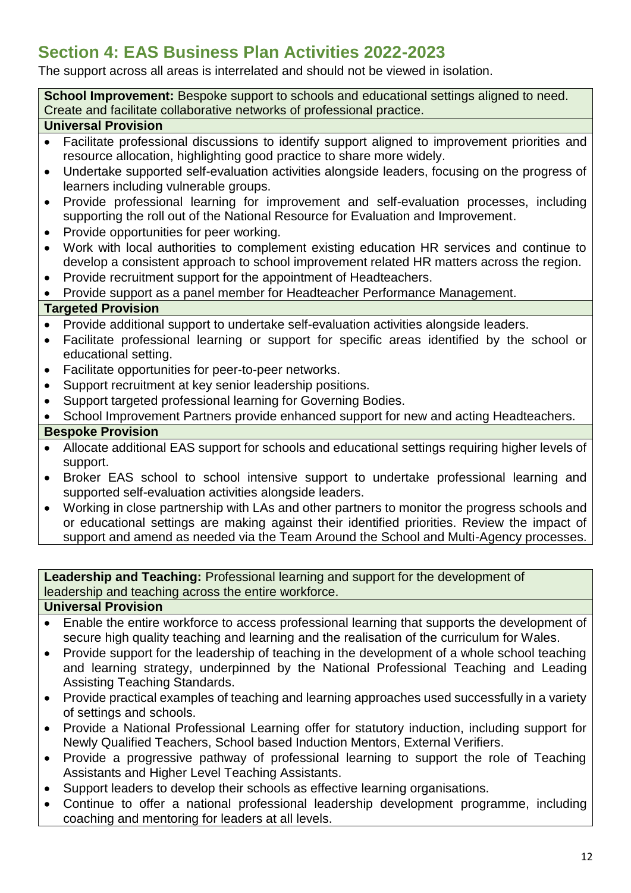## Section 4: EAS Business Plan Activities 2022-2023

The support across all areas is interrelated and should not be viewed in isolation.

**School Improvement:** Bespoke support to schools and educational settings aligned to need. Create and facilitate collaborative networks of professional practice.

**Universal Provision**

- Facilitate professional discussions to identify support aligned to improvement priorities and resource allocation, highlighting good practice to share more widely.
- Undertake supported self-evaluation activities alongside leaders, focusing on the progress of learners including vulnerable groups.
- Provide professional learning for improvement and self-evaluation processes, including supporting the roll out of the National Resource for Evaluation and Improvement.
- Provide opportunities for peer working.
- Work with local authorities to complement existing education HR services and continue to develop a consistent approach to school improvement related HR matters across the region.
- Provide recruitment support for the appointment of Headteachers.
- Provide support as a panel member for Headteacher Performance Management.

**Targeted Provision**

- Provide additional support to undertake self-evaluation activities alongside leaders.
- Facilitate professional learning or support for specific areas identified by the school or educational setting.
- Facilitate opportunities for peer-to-peer networks.
- Support recruitment at key senior leadership positions.
- Support targeted professional learning for Governing Bodies.
- School Improvement Partners provide enhanced support for new and acting Headteachers.

**Bespoke Provision**

- Allocate additional EAS support for schools and educational settings requiring higher levels of support.
- Broker EAS school to school intensive support to undertake professional learning and supported self-evaluation activities alongside leaders.
- Working in close partnership with LAs and other partners to monitor the progress schools and or educational settings are making against their identified priorities. Review the impact of support and amend as needed via the Team Around the School and Multi-Agency processes.

**Leadership and Teaching:** Professional learning and support for the development of leadership and teaching across the entire workforce.

**Universal Provision**

- Enable the entire workforce to access professional learning that supports the development of secure high quality teaching and learning and the realisation of the curriculum for Wales.
- Provide support for the leadership of teaching in the development of a whole school teaching and learning strategy, underpinned by the National Professional Teaching and Leading Assisting Teaching Standards.
- Provide practical examples of teaching and learning approaches used successfully in a variety of settings and schools.
- Provide a National Professional Learning offer for statutory induction, including support for Newly Qualified Teachers, School based Induction Mentors, External Verifiers.
- Provide a progressive pathway of professional learning to support the role of Teaching Assistants and Higher Level Teaching Assistants.
- Support leaders to develop their schools as effective learning organisations.
- Continue to offer a national professional leadership development programme, including coaching and mentoring for leaders at all levels.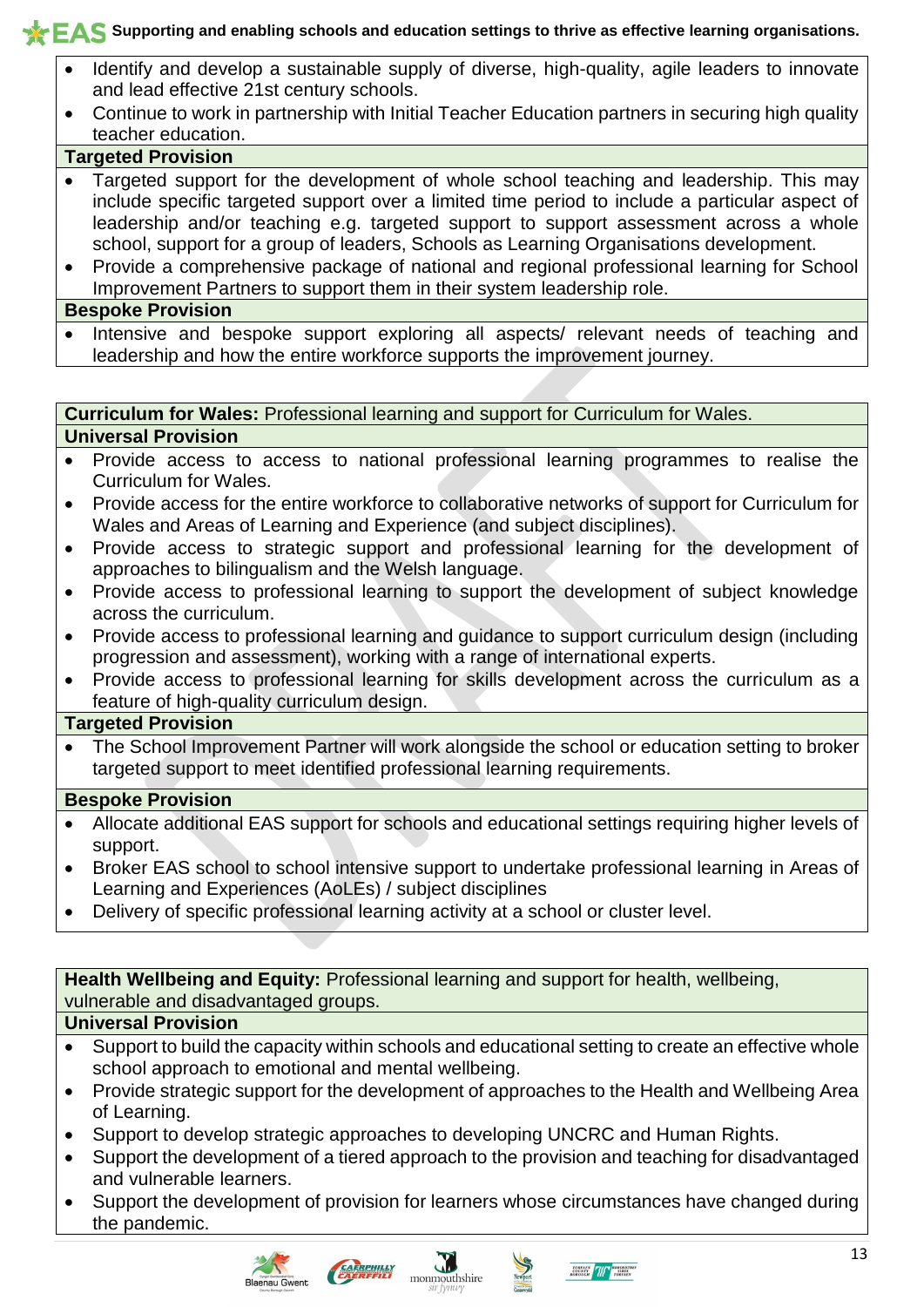- Identify and develop a sustainable supply of diverse, high-quality, agile leaders to innovate and lead effective 21st century schools.
- Continue to work in partnership with Initial Teacher Education partners in securing high quality teacher education.

**Targeted Provision**

- Targeted support for the development of whole school teaching and leadership. This may include specific targeted support over a limited time period to include a particular aspect of leadership and/or teaching e.g. targeted support to support assessment across a whole school, support for a group of leaders, Schools as Learning Organisations development.
- Provide a comprehensive package of national and regional professional learning for School Improvement Partners to support them in their system leadership role.

**Bespoke Provision**

- Intensive and bespoke support exploring all aspects/ relevant needs of teaching and leadership and how the entire workforce supports the improvement journey.

**Curriculum for Wales:** Professional learning and support for Curriculum for Wales.

**Universal Provision**

- Provide access to access to national professional learning programmes to realise the Curriculum for Wales.
- Provide access for the entire workforce to collaborative networks of support for Curriculum for Wales and Areas of Learning and Experience (and subject disciplines).
- Provide access to strategic support and professional learning for the development of approaches to bilingualism and the Welsh language.
- Provide access to professional learning to support the development of subject knowledge across the curriculum.
- Provide access to professional learning and guidance to support curriculum design (including progression and assessment), working with a range of international experts.
- Provide access to professional learning for skills development across the curriculum as a feature of high-quality curriculum design.

**Targeted Provision**

- The School Improvement Partner will work alongside the school or education setting to broker targeted support to meet identified professional learning requirements.

**Bespoke Provision**

- Allocate additional EAS support for schools and educational settings requiring higher levels of support.
- Broker EAS school to school intensive support to undertake professional learning in Areas of Learning and Experiences (AoLEs) / subject disciplines
- Delivery of specific professional learning activity at a school or cluster level.

**Health Wellbeing and Equity:** Professional learning and support for health, wellbeing, vulnerable and disadvantaged groups.

**Universal Provision**

- Support to build the capacity within schools and educational setting to create an effective whole school approach to emotional and mental wellbeing.
- Provide strategic support for the development of approaches to the Health and Wellbeing Area of Learning.
- Support to develop strategic approaches to developing UNCRC and Human Rights.
- Support the development of a tiered approach to the provision and teaching for disadvantaged and vulnerable learners.
- Support the development of provision for learners whose circumstances have changed during the pandemic.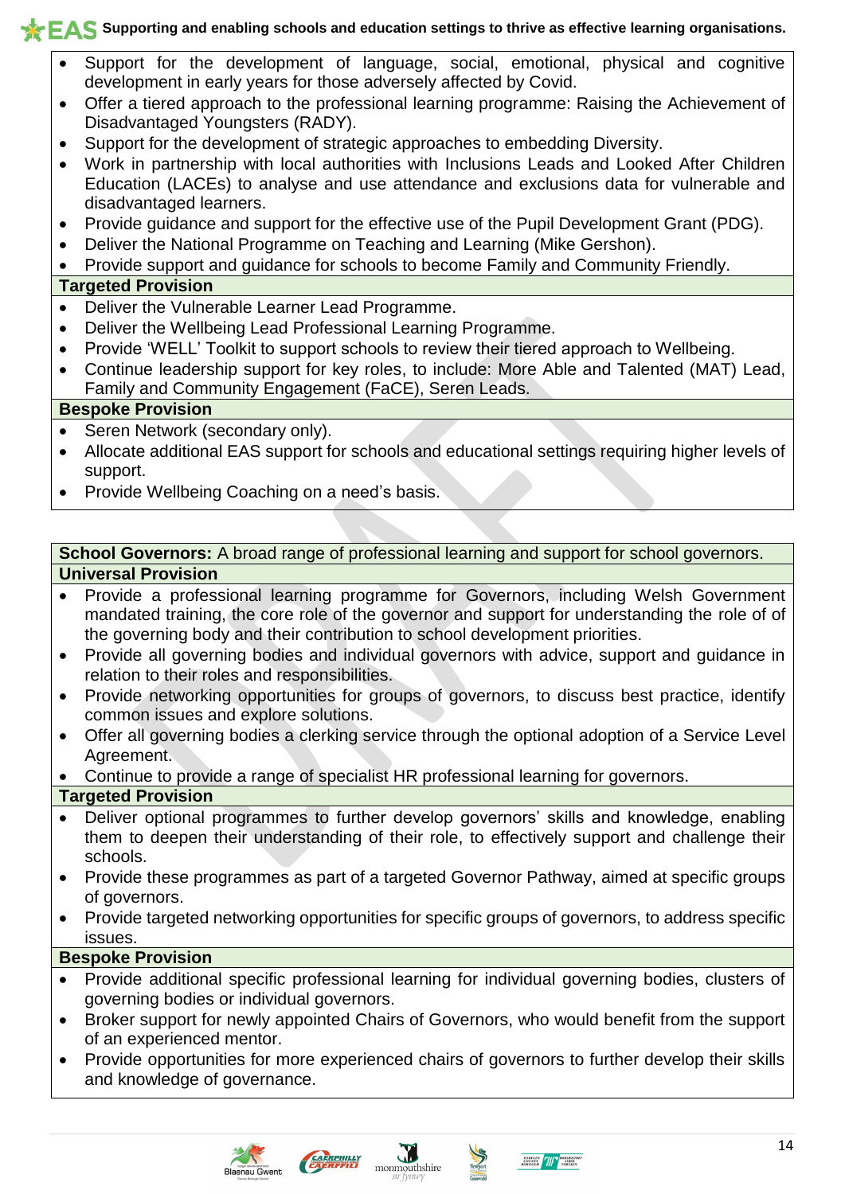- Support for the development of language, social, emotional, physical and cognitive development in early years for those adversely affected by Covid.
- Offer a tiered approach to the professional learning programme: Raising the Achievement of Disadvantaged Youngsters (RADY).
- Support for the development of strategic approaches to embedding Diversity.
- Work in partnership with local authorities with Inclusions Leads and Looked After Children Education (LACEs) to analyse and use attendance and exclusions data for vulnerable and disadvantaged learners.
- Provide guidance and support for the effective use of the Pupil Development Grant (PDG).
- Deliver the National Programme on Teaching and Learning (Mike Gershon).
- Provide support and guidance for schools to become Family and Community Friendly.

**Targeted Provision**

- Deliver the Vulnerable Learner Lead Programme.
- Deliver the Wellbeing Lead Professional Learning Programme.
- Provide 'WELL' Toolkit to support schools to review their tiered approach to Wellbeing.
- Continue leadership support for key roles, to include: More Able and Talented (MAT) Lead, Family and Community Engagement (FaCE), Seren Leads.

**Bespoke Provision**

- Seren Network (secondary only).
- Allocate additional EAS support for schools and educational settings requiring higher levels of support.
- Provide Wellbeing Coaching on a need's basis.

**School Governors:** A broad range of professional learning and support for school governors.

**Universal Provision**

- Provide a professional learning programme for Governors, including Welsh Government mandated training, the core role of the governor and support for understanding the role of of the governing body and their contribution to school development priorities.
- Provide all governing bodies and individual governors with advice, support and guidance in relation to their roles and responsibilities.
- Provide networking opportunities for groups of governors, to discuss best practice, identify common issues and explore solutions.
- Offer all governing bodies a clerking service through the optional adoption of a Service Level Agreement.
- Continue to provide a range of specialist HR professional learning for governors.

**Targeted Provision**

- Deliver optional programmes to further develop governors' skills and knowledge, enabling them to deepen their understanding of their role, to effectively support and challenge their schools.
- Provide these programmes as part of a targeted Governor Pathway, aimed at specific groups of governors.
- Provide targeted networking opportunities for specific groups of governors, to address specific issues.

**Bespoke Provision**

- Provide additional specific professional learning for individual governing bodies, clusters of governing bodies or individual governors.
- Broker support for newly appointed Chairs of Governors, who would benefit from the support of an experienced mentor.
- Provide opportunities for more experienced chairs of governors to further develop their skills and knowledge of governance.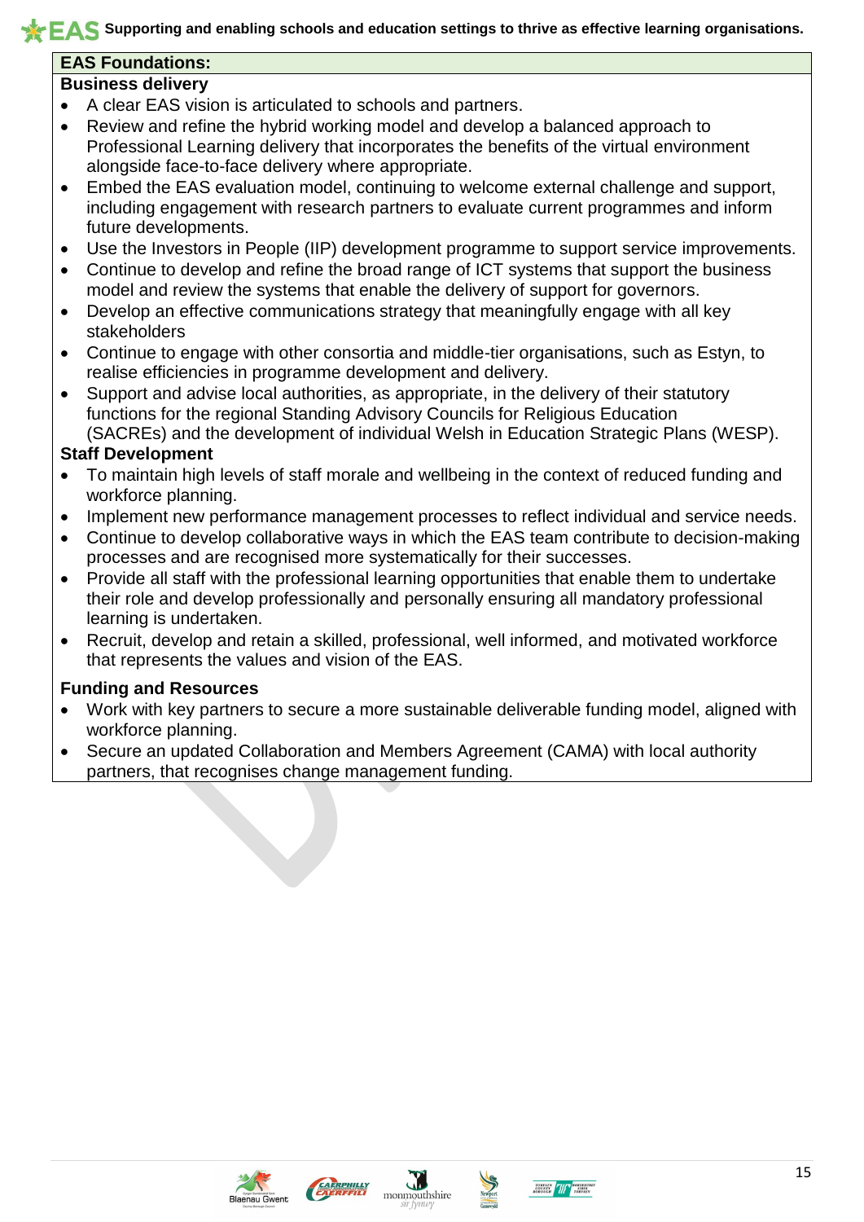## EAS Foundations:

### Business delivery

- A clear EAS vision is articulated to schools and partners.
- Review and refine the hybrid working model and develop a balanced approach to Professional Learning delivery that incorporates the benefits of the virtual environment alongside face-to-face delivery where appropriate.
- Embed the EAS evaluation model, continuing to welcome external challenge and support, including engagement with research partners to evaluate current programmes and inform future developments.
- Use the Investors in People (IIP) development programme to support service improvements.
- Continue to develop and refine the broad range of ICT systems that support the business model and review the systems that enable the delivery of support for governors.
- Develop an effective communications strategy that meaningfully engage with all key stakeholders
- Continue to engage with other consortia and middle-tier organisations, such as Estyn, to realise efficiencies in programme development and delivery.
- Support and advise local authorities, as appropriate, in the delivery of their statutory functions for the regional Standing Advisory Councils for Religious Education (SACREs) and the development of individual Welsh in Education Strategic Plans (WESP).

### Staff Development

- To maintain high levels of staff morale and wellbeing in the context of reduced funding and workforce planning.
- Implement new performance management processes to reflect individual and service needs.
- Continue to develop collaborative ways in which the EAS team contribute to decision-making processes and are recognised more systematically for their successes.
- Provide all staff with the professional learning opportunities that enable them to undertake their role and develop professionally and personally ensuring all mandatory professional learning is undertaken.
- Recruit, develop and retain a skilled, professional, well informed, and motivated workforce that represents the values and vision of the EAS.

### Funding and Resources

- Work with key partners to secure a more sustainable deliverable funding model, aligned with workforce planning.
- Secure an updated Collaboration and Members Agreement (CAMA) with local authority partners, that recognises change management funding.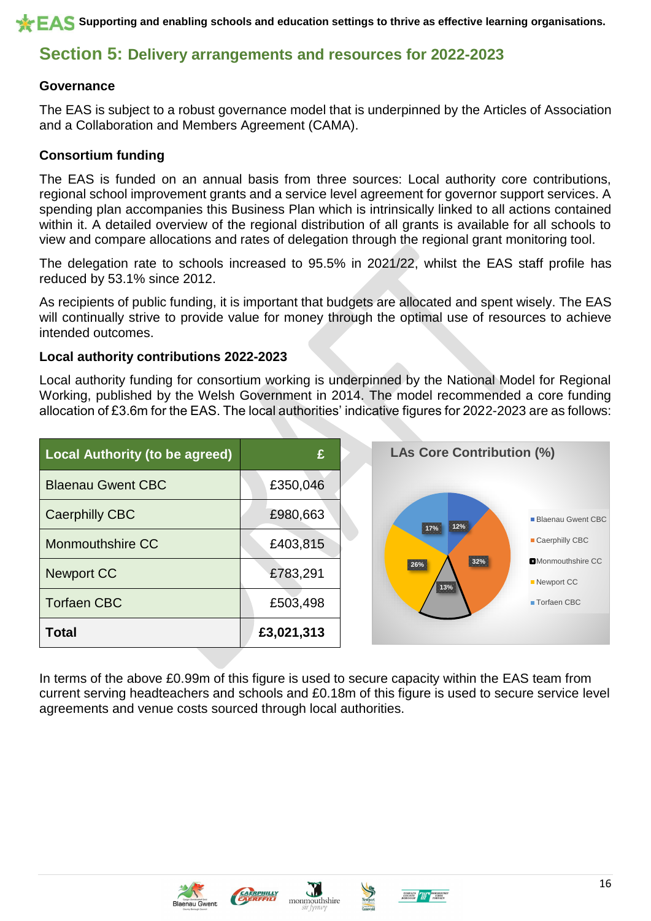## Section 5: Delivery arrangements and resources for 2022-2023

### Governance

The EAS is subject to a robust governance model that is underpinned by the Articles of Association and a Collaboration and Members Agreement (CAMA).

### Consortium funding

The EAS is funded on an annual basis from three sources: Local authority core contributions, regional school improvement grants and a service level agreement for governor support services. A spending plan accompanies this Business Plan which is intrinsically linked to all actions contained within it. A detailed overview of the regional distribution of all grants is available for all schools to view and compare allocations and rates of delegation through the regional grant monitoring tool.

The delegation rate to schools increased to 95.5% in 2021/22, whilst the EAS staff profile has reduced by 53.1% since 2012.

As recipients of public funding, it is important that budgets are allocated and spent wisely. The EAS will continually strive to provide value for money through the optimal use of resources to achieve intended outcomes.

### Local authority contributions 2022-2023

Local authority funding for consortium working is underpinned by the National Model for Regional Working, published by the Welsh Government in 2014. The model recommended a core funding allocation of £3.6m for the EAS. The local authorities' indicative figures for 2022-2023 are as follows:

| Local Authority (to be agreed) | £ |
|---|---|
| Blaenau Gwent CBC | £350,046 |
| Caerphilly CBC | £980,663 |
| Monmouthshire CC | £403,815 |
| Newport CC | £783,291 |
| Torfaen CBC | £503,498 |
| **Total** | **£3,021,313** |

**LAs Core Contribution (%)**

| Local Authority | % |
|---|---|
| Blaenau Gwent CBC | 12% |
| Caerphilly CBC | 32% |
| Monmouthshire CC | 13% |
| Newport CC | 26% |
| Torfaen CBC | 17% |

In terms of the above £0.99m of this figure is used to secure capacity within the EAS team from current serving headteachers and schools and £0.18m of this figure is used to secure service level agreements and venue costs sourced through local authorities.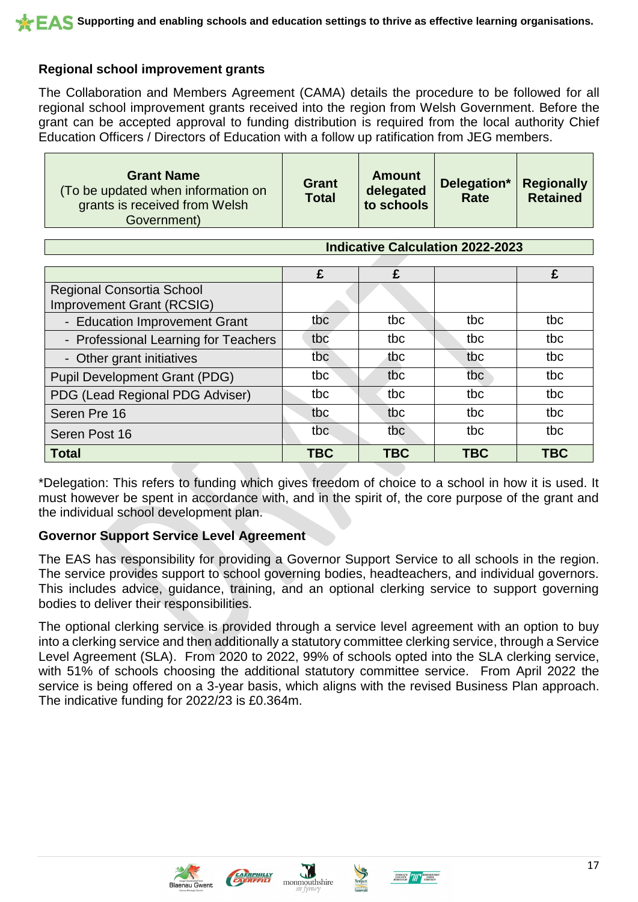## Regional school improvement grants

The Collaboration and Members Agreement (CAMA) details the procedure to be followed for all regional school improvement grants received into the region from Welsh Government. Before the grant can be accepted approval to funding distribution is required from the local authority Chief Education Officers / Directors of Education with a follow up ratification from JEG members.

| **Grant Name** (To be updated when information on grants is received from Welsh Government) | **Grant Total** | **Amount delegated to schools** | **Delegation* Rate** | **Regionally Retained** |
|---|---|---|---|---|
| **Indicative Calculation 2022-2023** | | | | |
| | £ | £ | | £ |
| Regional Consortia School Improvement Grant (RCSIG) | | | | |
| - Education Improvement Grant | tbc | tbc | tbc | tbc |
| - Professional Learning for Teachers | tbc | tbc | tbc | tbc |
| - Other grant initiatives | tbc | tbc | tbc | tbc |
| Pupil Development Grant (PDG) | tbc | tbc | tbc | tbc |
| PDG (Lead Regional PDG Adviser) | tbc | tbc | tbc | tbc |
| Seren Pre 16 | tbc | tbc | tbc | tbc |
| Seren Post 16 | tbc | tbc | tbc | tbc |
| **Total** | **TBC** | **TBC** | **TBC** | **TBC** |

*Delegation: This refers to funding which gives freedom of choice to a school in how it is used. It must however be spent in accordance with, and in the spirit of, the core purpose of the grant and the individual school development plan.

## Governor Support Service Level Agreement

The EAS has responsibility for providing a Governor Support Service to all schools in the region. The service provides support to school governing bodies, headteachers, and individual governors. This includes advice, guidance, training, and an optional clerking service to support governing bodies to deliver their responsibilities.

The optional clerking service is provided through a service level agreement with an option to buy into a clerking service and then additionally a statutory committee clerking service, through a Service Level Agreement (SLA). From 2020 to 2022, 99% of schools opted into the SLA clerking service, with 51% of schools choosing the additional statutory committee service. From April 2022 the service is being offered on a 3-year basis, which aligns with the revised Business Plan approach. The indicative funding for 2022/23 is £0.364m.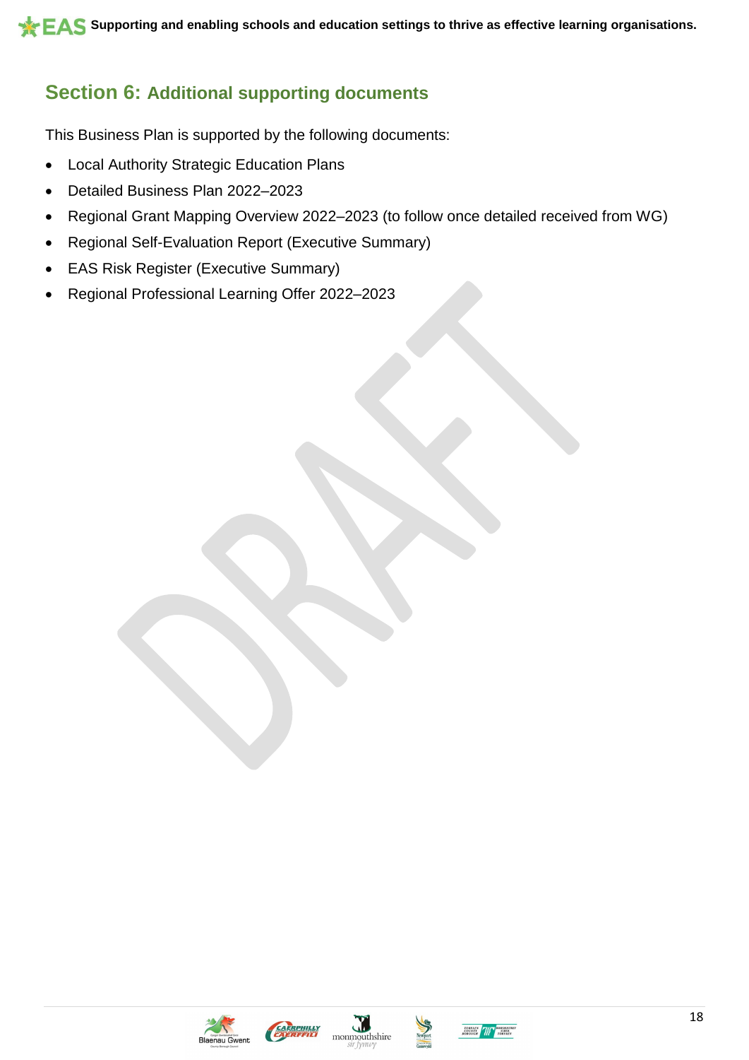## Section 6: Additional supporting documents

This Business Plan is supported by the following documents:

- Local Authority Strategic Education Plans
- Detailed Business Plan 2022–2023
- Regional Grant Mapping Overview 2022–2023 (to follow once detailed received from WG)
- Regional Self-Evaluation Report (Executive Summary)
- EAS Risk Register (Executive Summary)
- Regional Professional Learning Offer 2022–2023